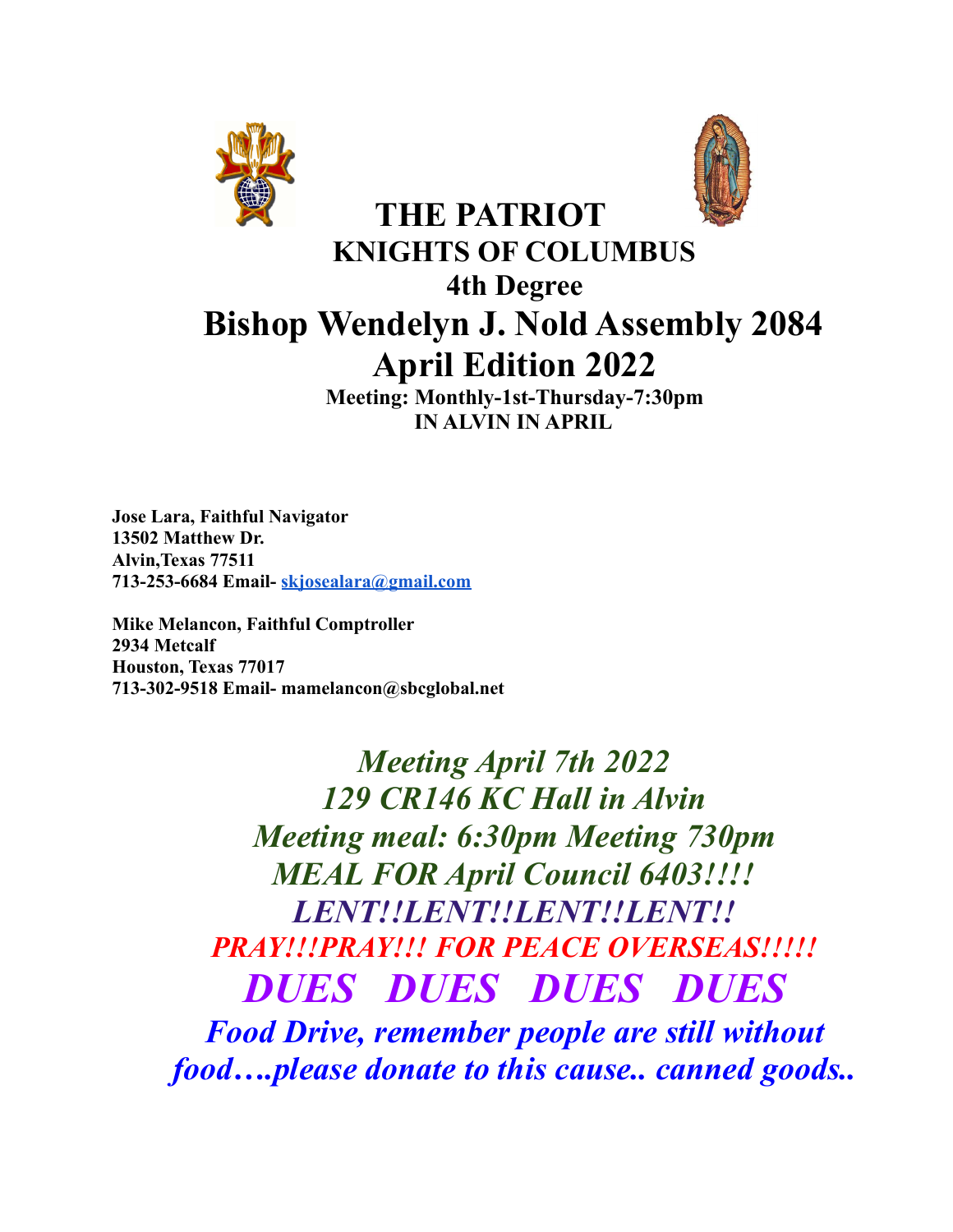# THE PATRIOT

## KNIGHTS OF COLUMBUS

### 4th Degree

# Bishop Wendelyn J. Nold Assembly 2084

# April Edition 2022

**Meeting: Monthly-1st-Thursday-7:30pm**
**IN ALVIN IN APRIL**

**Jose Lara, Faithful Navigator**
**13502 Matthew Dr.**
**Alvin,Texas 77511**
**713-253-6684 Email- skjosealara@gmail.com**

**Mike Melancon, Faithful Comptroller**
**2934 Metcalf**
**Houston, Texas 77017**
**713-302-9518 Email- mamelancon@sbcglobal.net**

***Meeting April 7th 2022***
***129 CR146 KC Hall in Alvin***
***Meeting meal: 6:30pm Meeting 730pm***
***MEAL FOR April Council 6403!!!!***
***LENT!!LENT!!LENT!!LENT!!***
***PRAY!!!PRAY!!! FOR PEACE OVERSEAS!!!!!***
***DUES DUES DUES DUES***
***Food Drive, remember people are still without food….please donate to this cause.. canned goods..***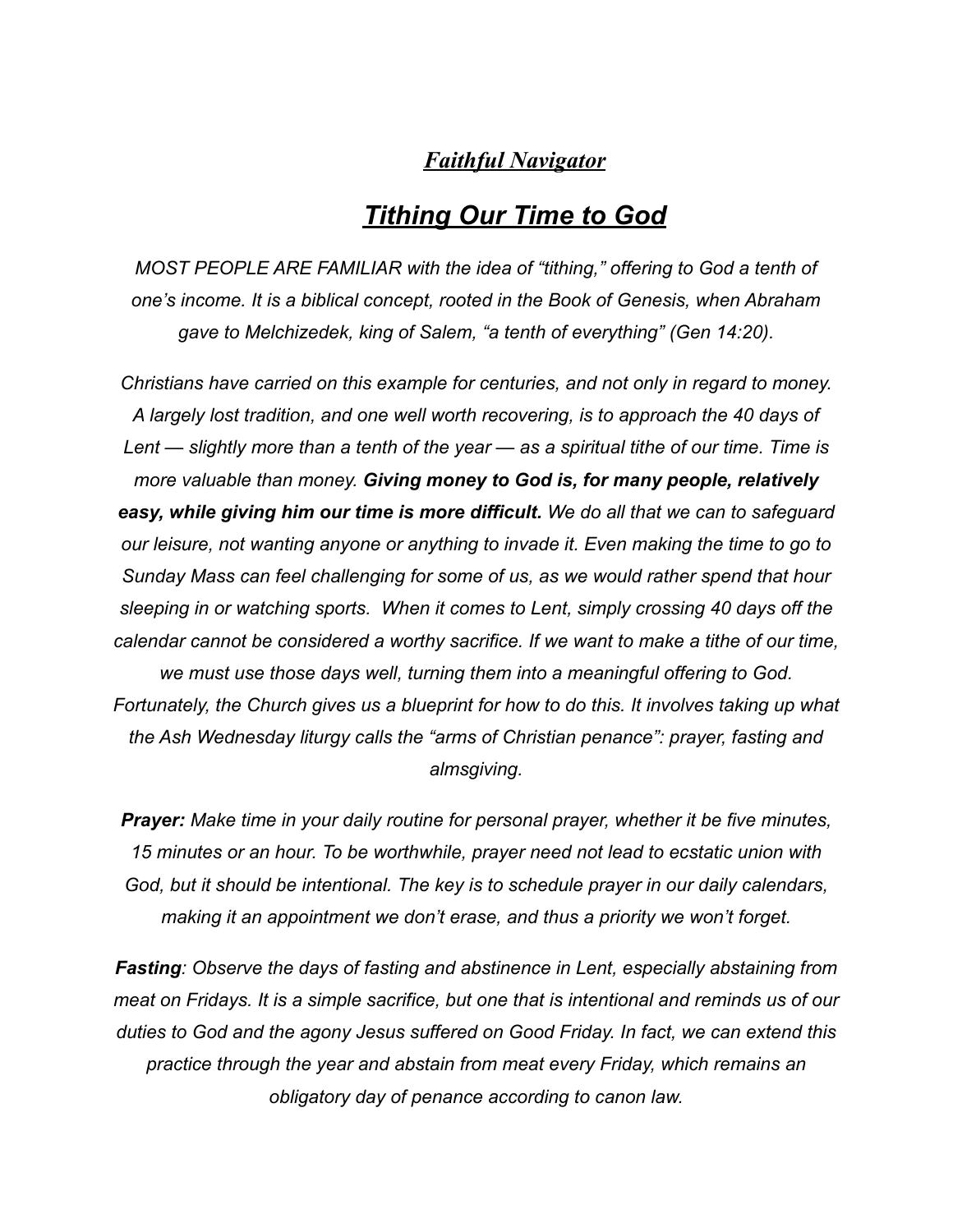## *Faithful Navigator*

# *Tithing Our Time to God*

*MOST PEOPLE ARE FAMILIAR with the idea of "tithing," offering to God a tenth of one's income. It is a biblical concept, rooted in the Book of Genesis, when Abraham gave to Melchizedek, king of Salem, "a tenth of everything" (Gen 14:20).*

*Christians have carried on this example for centuries, and not only in regard to money. A largely lost tradition, and one well worth recovering, is to approach the 40 days of Lent — slightly more than a tenth of the year — as a spiritual tithe of our time. Time is more valuable than money.* ***Giving money to God is, for many people, relatively easy, while giving him our time is more difficult.*** *We do all that we can to safeguard our leisure, not wanting anyone or anything to invade it. Even making the time to go to Sunday Mass can feel challenging for some of us, as we would rather spend that hour sleeping in or watching sports. When it comes to Lent, simply crossing 40 days off the calendar cannot be considered a worthy sacrifice. If we want to make a tithe of our time, we must use those days well, turning them into a meaningful offering to God. Fortunately, the Church gives us a blueprint for how to do this. It involves taking up what the Ash Wednesday liturgy calls the "arms of Christian penance": prayer, fasting and almsgiving.*

***Prayer:*** *Make time in your daily routine for personal prayer, whether it be five minutes, 15 minutes or an hour. To be worthwhile, prayer need not lead to ecstatic union with God, but it should be intentional. The key is to schedule prayer in our daily calendars, making it an appointment we don't erase, and thus a priority we won't forget.*

***Fasting****: Observe the days of fasting and abstinence in Lent, especially abstaining from meat on Fridays. It is a simple sacrifice, but one that is intentional and reminds us of our duties to God and the agony Jesus suffered on Good Friday. In fact, we can extend this practice through the year and abstain from meat every Friday, which remains an obligatory day of penance according to canon law.*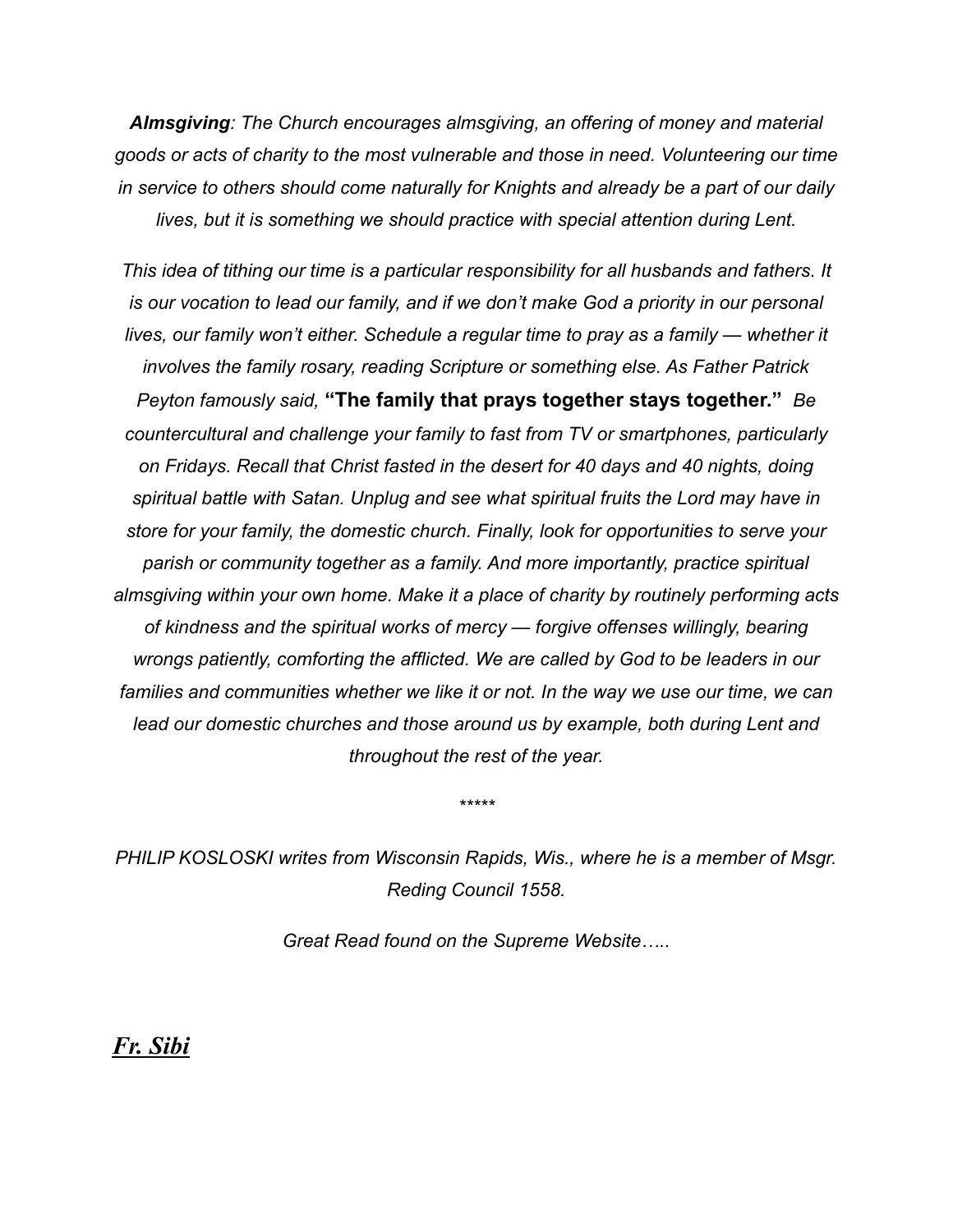***Almsgiving**: The Church encourages almsgiving, an offering of money and material goods or acts of charity to the most vulnerable and those in need. Volunteering our time in service to others should come naturally for Knights and already be a part of our daily lives, but it is something we should practice with special attention during Lent.*

*This idea of tithing our time is a particular responsibility for all husbands and fathers. It is our vocation to lead our family, and if we don't make God a priority in our personal lives, our family won't either. Schedule a regular time to pray as a family — whether it involves the family rosary, reading Scripture or something else. As Father Patrick Peyton famously said,* **"The family that prays together stays together."** *Be countercultural and challenge your family to fast from TV or smartphones, particularly on Fridays. Recall that Christ fasted in the desert for 40 days and 40 nights, doing spiritual battle with Satan. Unplug and see what spiritual fruits the Lord may have in store for your family, the domestic church. Finally, look for opportunities to serve your parish or community together as a family. And more importantly, practice spiritual almsgiving within your own home. Make it a place of charity by routinely performing acts of kindness and the spiritual works of mercy — forgive offenses willingly, bearing wrongs patiently, comforting the afflicted. We are called by God to be leaders in our families and communities whether we like it or not. In the way we use our time, we can lead our domestic churches and those around us by example, both during Lent and throughout the rest of the year.*

*****

*PHILIP KOSLOSKI writes from Wisconsin Rapids, Wis., where he is a member of Msgr. Reding Council 1558.*

*Great Read found on the Supreme Website…..*

***Fr. Sibi***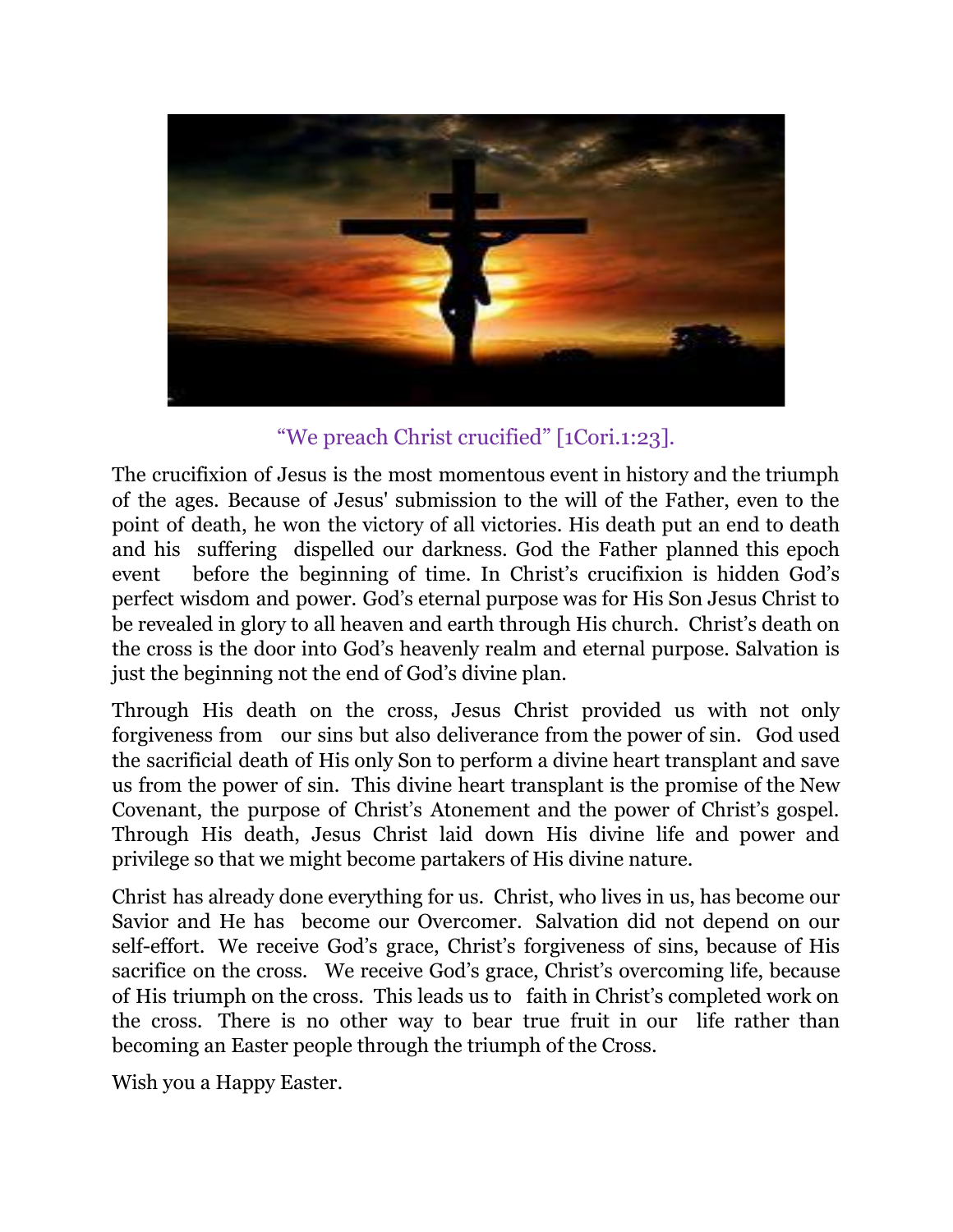"We preach Christ crucified" [1Cori.1:23].

The crucifixion of Jesus is the most momentous event in history and the triumph of the ages. Because of Jesus' submission to the will of the Father, even to the point of death, he won the victory of all victories. His death put an end to death and his suffering dispelled our darkness. God the Father planned this epoch event before the beginning of time. In Christ's crucifixion is hidden God's perfect wisdom and power. God's eternal purpose was for His Son Jesus Christ to be revealed in glory to all heaven and earth through His church. Christ's death on the cross is the door into God's heavenly realm and eternal purpose. Salvation is just the beginning not the end of God's divine plan.

Through His death on the cross, Jesus Christ provided us with not only forgiveness from our sins but also deliverance from the power of sin. God used the sacrificial death of His only Son to perform a divine heart transplant and save us from the power of sin. This divine heart transplant is the promise of the New Covenant, the purpose of Christ's Atonement and the power of Christ's gospel. Through His death, Jesus Christ laid down His divine life and power and privilege so that we might become partakers of His divine nature.

Christ has already done everything for us. Christ, who lives in us, has become our Savior and He has become our Overcomer. Salvation did not depend on our self-effort. We receive God's grace, Christ's forgiveness of sins, because of His sacrifice on the cross. We receive God's grace, Christ's overcoming life, because of His triumph on the cross. This leads us to faith in Christ's completed work on the cross. There is no other way to bear true fruit in our life rather than becoming an Easter people through the triumph of the Cross.

Wish you a Happy Easter.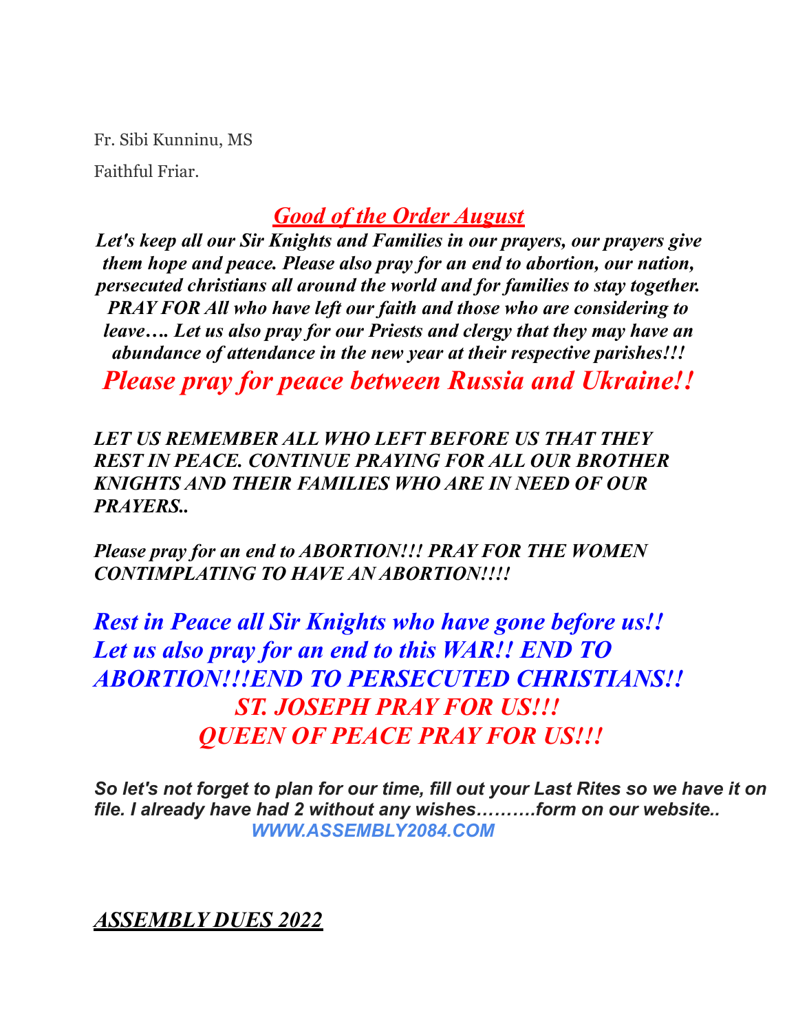Fr. Sibi Kunninu, MS

Faithful Friar.

## ***Good of the Order August***

***Let's keep all our Sir Knights and Families in our prayers, our prayers give them hope and peace. Please also pray for an end to abortion, our nation, persecuted christians all around the world and for families to stay together. PRAY FOR All who have left our faith and those who are considering to leave…. Let us also pray for our Priests and clergy that they may have an abundance of attendance in the new year at their respective parishes!!!***

***Please pray for peace between Russia and Ukraine!!***

***LET US REMEMBER ALL WHO LEFT BEFORE US THAT THEY REST IN PEACE. CONTINUE PRAYING FOR ALL OUR BROTHER KNIGHTS AND THEIR FAMILIES WHO ARE IN NEED OF OUR PRAYERS..***

***Please pray for an end to ABORTION!!! PRAY FOR THE WOMEN CONTIMPLATING TO HAVE AN ABORTION!!!!***

***Rest in Peace all Sir Knights who have gone before us!! Let us also pray for an end to this WAR!! END TO ABORTION!!!END TO PERSECUTED CHRISTIANS!!***

***ST. JOSEPH PRAY FOR US!!!***
***QUEEN OF PEACE PRAY FOR US!!!***

***So let's not forget to plan for our time, fill out your Last Rites so we have it on file. I already have had 2 without any wishes……….form on our website..***
***WWW.ASSEMBLY2084.COM***

## ***ASSEMBLY DUES 2022***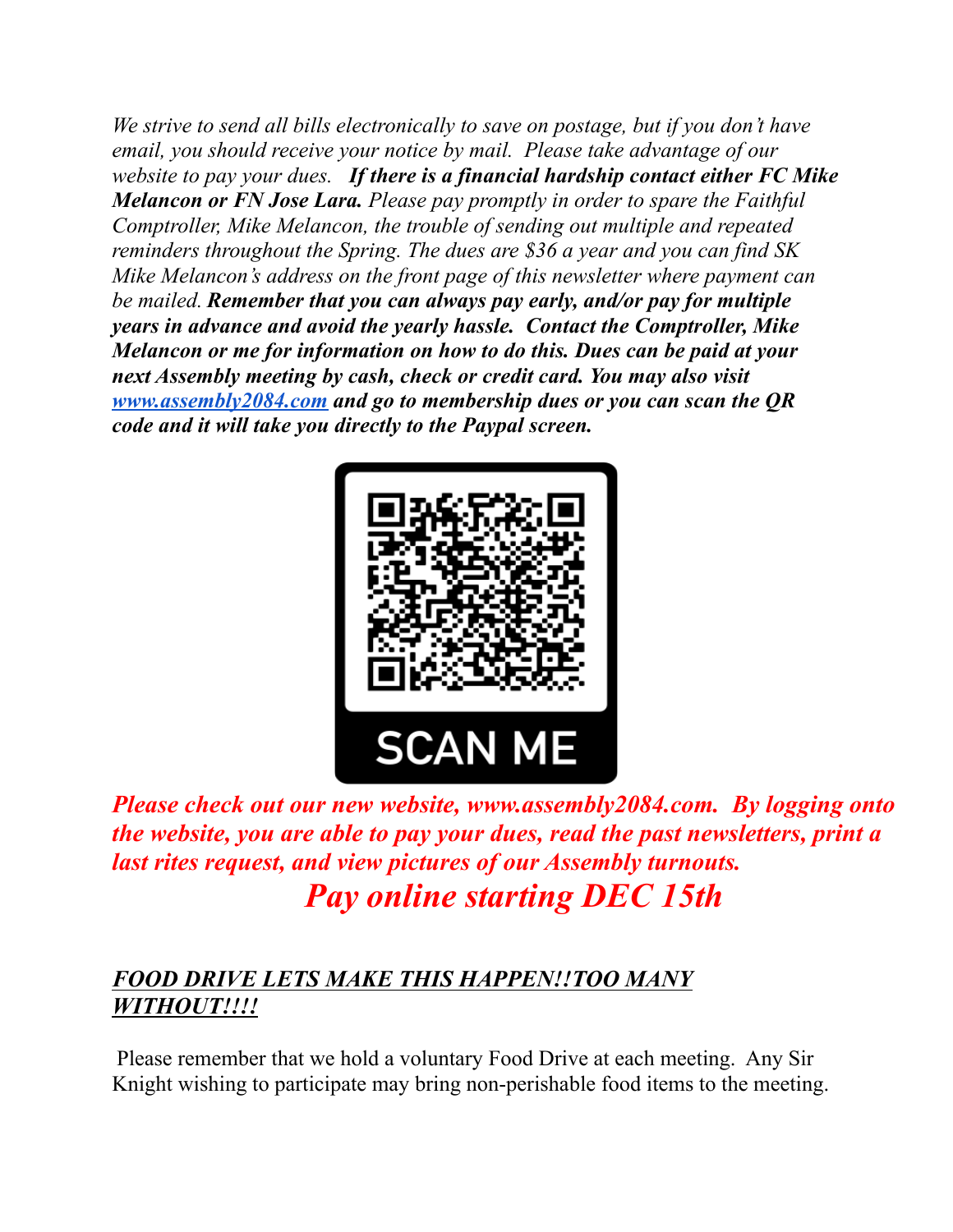*We strive to send all bills electronically to save on postage, but if you don't have email, you should receive your notice by mail. Please take advantage of our website to pay your dues.* ***If there is a financial hardship contact either FC Mike Melancon or FN Jose Lara.*** *Please pay promptly in order to spare the Faithful Comptroller, Mike Melancon, the trouble of sending out multiple and repeated reminders throughout the Spring. The dues are $36 a year and you can find SK Mike Melancon's address on the front page of this newsletter where payment can be mailed.* ***Remember that you can always pay early, and/or pay for multiple years in advance and avoid the yearly hassle. Contact the Comptroller, Mike Melancon or me for information on how to do this. Dues can be paid at your next Assembly meeting by cash, check or credit card. You may also visit [www.assembly2084.com](http://www.assembly2084.com) and go to membership dues or you can scan the QR code and it will take you directly to the Paypal screen.***

SCAN ME

***Please check out our new website, www.assembly2084.com. By logging onto the website, you are able to pay your dues, read the past newsletters, print a last rites request, and view pictures of our Assembly turnouts.***

***Pay online starting DEC 15th***

## ***FOOD DRIVE LETS MAKE THIS HAPPEN!!TOO MANY WITHOUT!!!!***

Please remember that we hold a voluntary Food Drive at each meeting. Any Sir Knight wishing to participate may bring non-perishable food items to the meeting.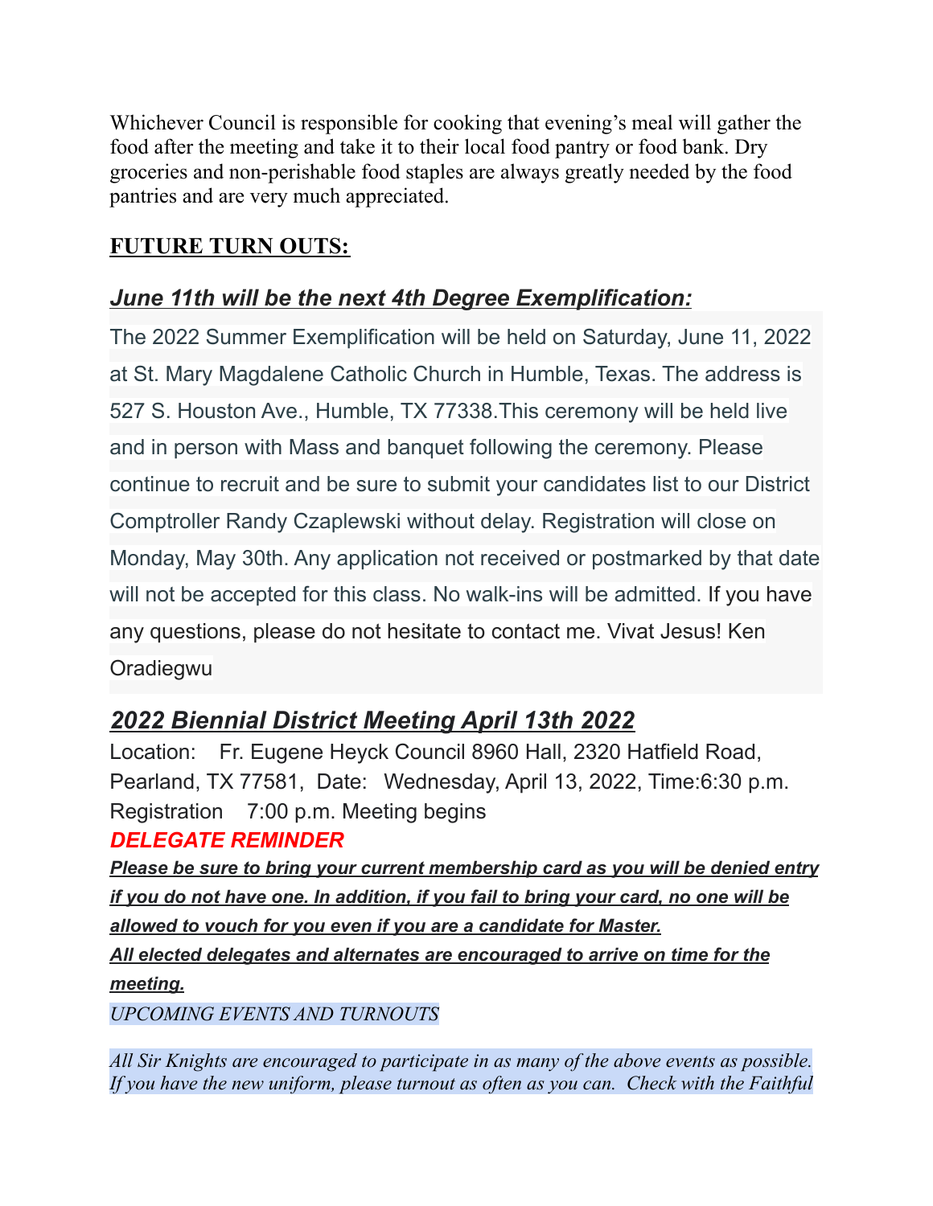Whichever Council is responsible for cooking that evening's meal will gather the food after the meeting and take it to their local food pantry or food bank. Dry groceries and non-perishable food staples are always greatly needed by the food pantries and are very much appreciated.

## FUTURE TURN OUTS:

### *June 11th will be the next 4th Degree Exemplification:*

The 2022 Summer Exemplification will be held on Saturday, June 11, 2022 at St. Mary Magdalene Catholic Church in Humble, Texas. The address is 527 S. Houston Ave., Humble, TX 77338.This ceremony will be held live and in person with Mass and banquet following the ceremony. Please continue to recruit and be sure to submit your candidates list to our District Comptroller Randy Czaplewski without delay. Registration will close on Monday, May 30th. Any application not received or postmarked by that date will not be accepted for this class. No walk-ins will be admitted. If you have any questions, please do not hesitate to contact me. Vivat Jesus! Ken Oradiegwu

### *2022 Biennial District Meeting April 13th 2022*

Location: Fr. Eugene Heyck Council 8960 Hall, 2320 Hatfield Road, Pearland, TX 77581, Date: Wednesday, April 13, 2022, Time:6:30 p.m. Registration 7:00 p.m. Meeting begins

***DELEGATE REMINDER***

***Please be sure to bring your current membership card as you will be denied entry if you do not have one. In addition, if you fail to bring your card, no one will be allowed to vouch for you even if you are a candidate for Master.***

***All elected delegates and alternates are encouraged to arrive on time for the meeting.***

*UPCOMING EVENTS AND TURNOUTS*

*All Sir Knights are encouraged to participate in as many of the above events as possible. If you have the new uniform, please turnout as often as you can. Check with the Faithful*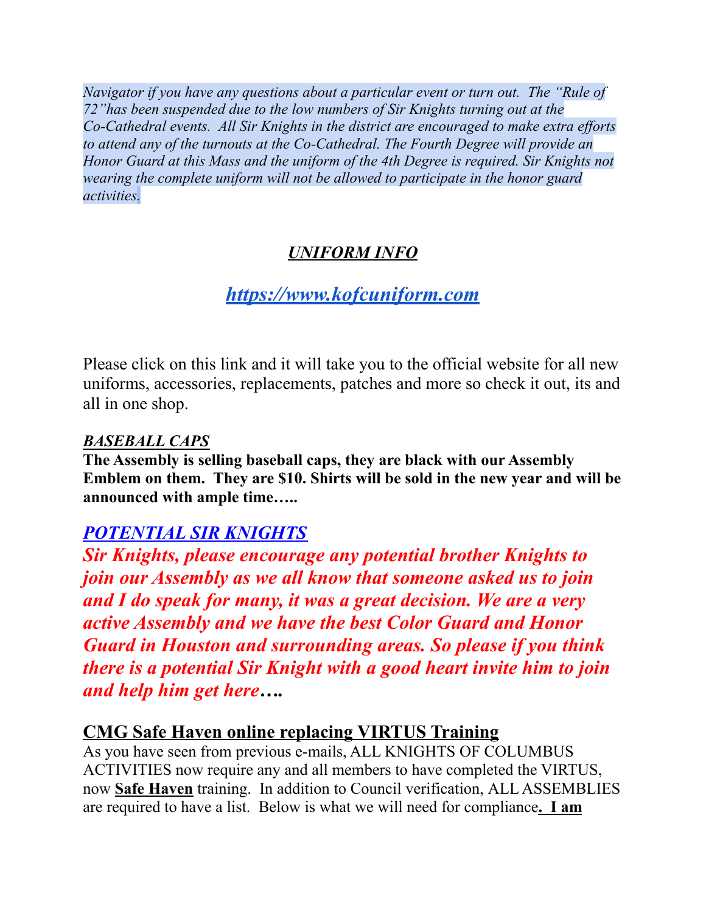*Navigator if you have any questions about a particular event or turn out. The "Rule of 72"has been suspended due to the low numbers of Sir Knights turning out at the Co-Cathedral events. All Sir Knights in the district are encouraged to make extra efforts to attend any of the turnouts at the Co-Cathedral. The Fourth Degree will provide an Honor Guard at this Mass and the uniform of the 4th Degree is required. Sir Knights not wearing the complete uniform will not be allowed to participate in the honor guard activities.*

## *UNIFORM INFO*

## *[https://www.kofcuniform.com](https://www.kofcuniform.com)*

Please click on this link and it will take you to the official website for all new uniforms, accessories, replacements, patches and more so check it out, its and all in one shop.

### *BASEBALL CAPS*

**The Assembly is selling baseball caps, they are black with our Assembly Emblem on them. They are $10. Shirts will be sold in the new year and will be announced with ample time…..**

## *POTENTIAL SIR KNIGHTS*

***Sir Knights, please encourage any potential brother Knights to join our Assembly as we all know that someone asked us to join and I do speak for many, it was a great decision. We are a very active Assembly and we have the best Color Guard and Honor Guard in Houston and surrounding areas. So please if you think there is a potential Sir Knight with a good heart invite him to join and help him get here….***

## CMG Safe Haven online replacing VIRTUS Training

As you have seen from previous e-mails, ALL KNIGHTS OF COLUMBUS ACTIVITIES now require any and all members to have completed the VIRTUS, now **Safe Haven** training. In addition to Council verification, ALL ASSEMBLIES are required to have a list. Below is what we will need for compliance**. I am**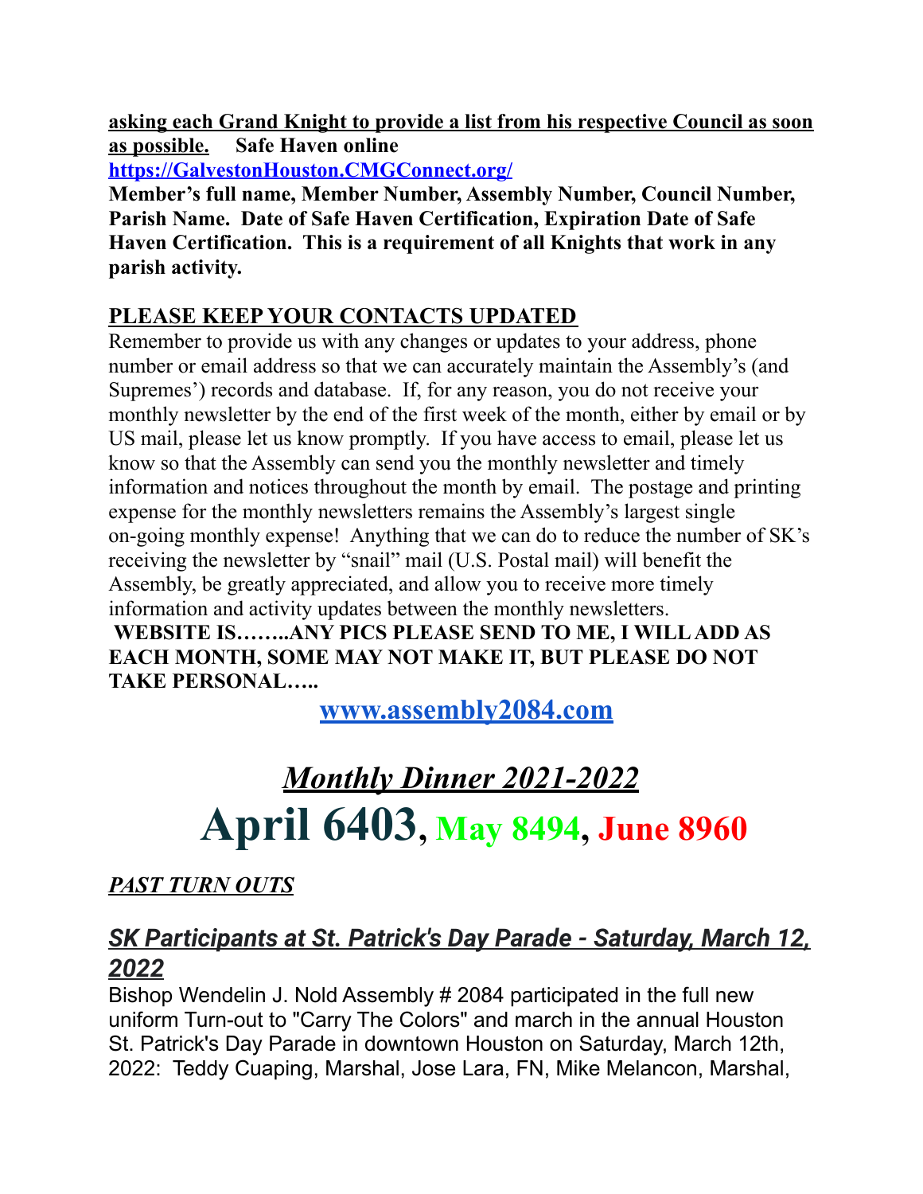**asking each Grand Knight to provide a list from his respective Council as soon as possible.** **Safe Haven online** **https://GalvestonHouston.CMGConnect.org/**

**Member's full name, Member Number, Assembly Number, Council Number, Parish Name. Date of Safe Haven Certification, Expiration Date of Safe Haven Certification. This is a requirement of all Knights that work in any parish activity.**

## PLEASE KEEP YOUR CONTACTS UPDATED

Remember to provide us with any changes or updates to your address, phone number or email address so that we can accurately maintain the Assembly's (and Supremes') records and database. If, for any reason, you do not receive your monthly newsletter by the end of the first week of the month, either by email or by US mail, please let us know promptly. If you have access to email, please let us know so that the Assembly can send you the monthly newsletter and timely information and notices throughout the month by email. The postage and printing expense for the monthly newsletters remains the Assembly's largest single on-going monthly expense! Anything that we can do to reduce the number of SK's receiving the newsletter by "snail" mail (U.S. Postal mail) will benefit the Assembly, be greatly appreciated, and allow you to receive more timely information and activity updates between the monthly newsletters.

**WEBSITE IS……..ANY PICS PLEASE SEND TO ME, I WILL ADD AS EACH MONTH, SOME MAY NOT MAKE IT, BUT PLEASE DO NOT TAKE PERSONAL…..**

**www.assembly2084.com**

# *Monthly Dinner 2021-2022*

# April 6403, May 8494, June 8960

***PAST TURN OUTS***

## *SK Participants at St. Patrick's Day Parade - Saturday, March 12, 2022*

Bishop Wendelin J. Nold Assembly # 2084 participated in the full new uniform Turn-out to "Carry The Colors" and march in the annual Houston St. Patrick's Day Parade in downtown Houston on Saturday, March 12th, 2022: Teddy Cuaping, Marshal, Jose Lara, FN, Mike Melancon, Marshal,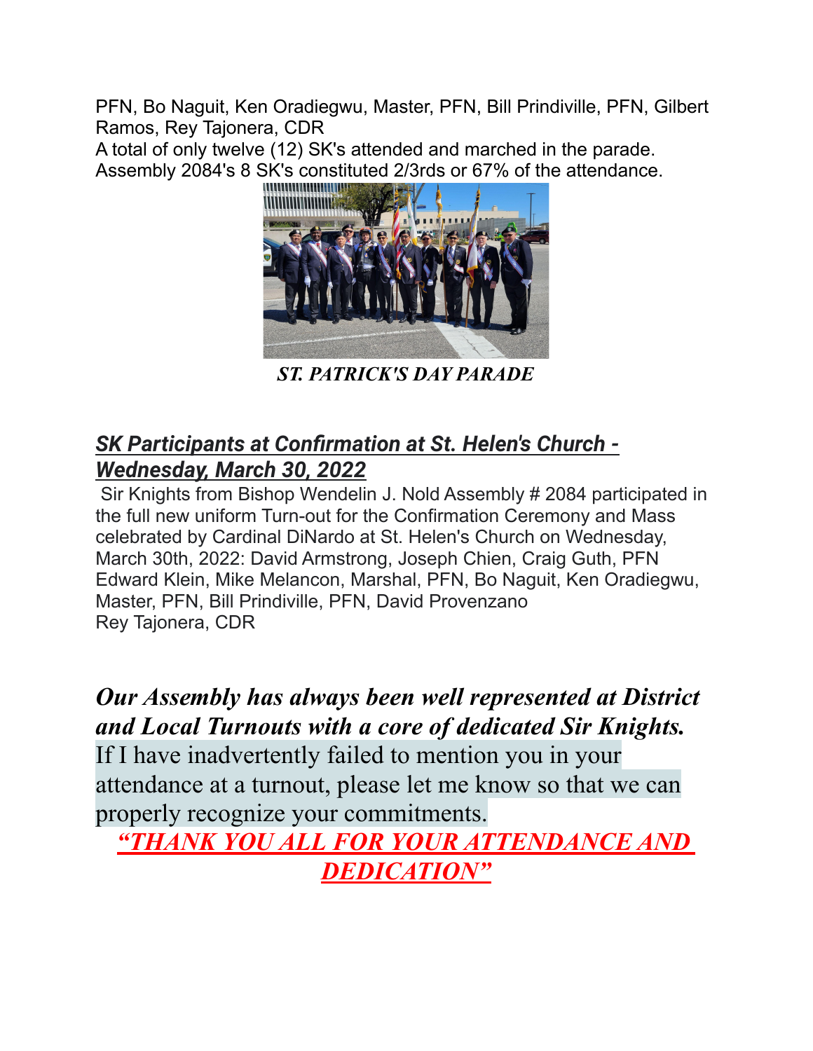PFN, Bo Naguit, Ken Oradiegwu, Master, PFN, Bill Prindiville, PFN, Gilbert Ramos, Rey Tajonera, CDR

A total of only twelve (12) SK's attended and marched in the parade. Assembly 2084's 8 SK's constituted 2/3rds or 67% of the attendance.

***ST. PATRICK'S DAY PARADE***

## ***SK Participants at Confirmation at St. Helen's Church - Wednesday, March 30, 2022***

Sir Knights from Bishop Wendelin J. Nold Assembly # 2084 participated in the full new uniform Turn-out for the Confirmation Ceremony and Mass celebrated by Cardinal DiNardo at St. Helen's Church on Wednesday, March 30th, 2022: David Armstrong, Joseph Chien, Craig Guth, PFN Edward Klein, Mike Melancon, Marshal, PFN, Bo Naguit, Ken Oradiegwu, Master, PFN, Bill Prindiville, PFN, David Provenzano
Rey Tajonera, CDR

***Our Assembly has always been well represented at District and Local Turnouts with a core of dedicated Sir Knights.***
If I have inadvertently failed to mention you in your attendance at a turnout, please let me know so that we can properly recognize your commitments.

***"THANK YOU ALL FOR YOUR ATTENDANCE AND DEDICATION"***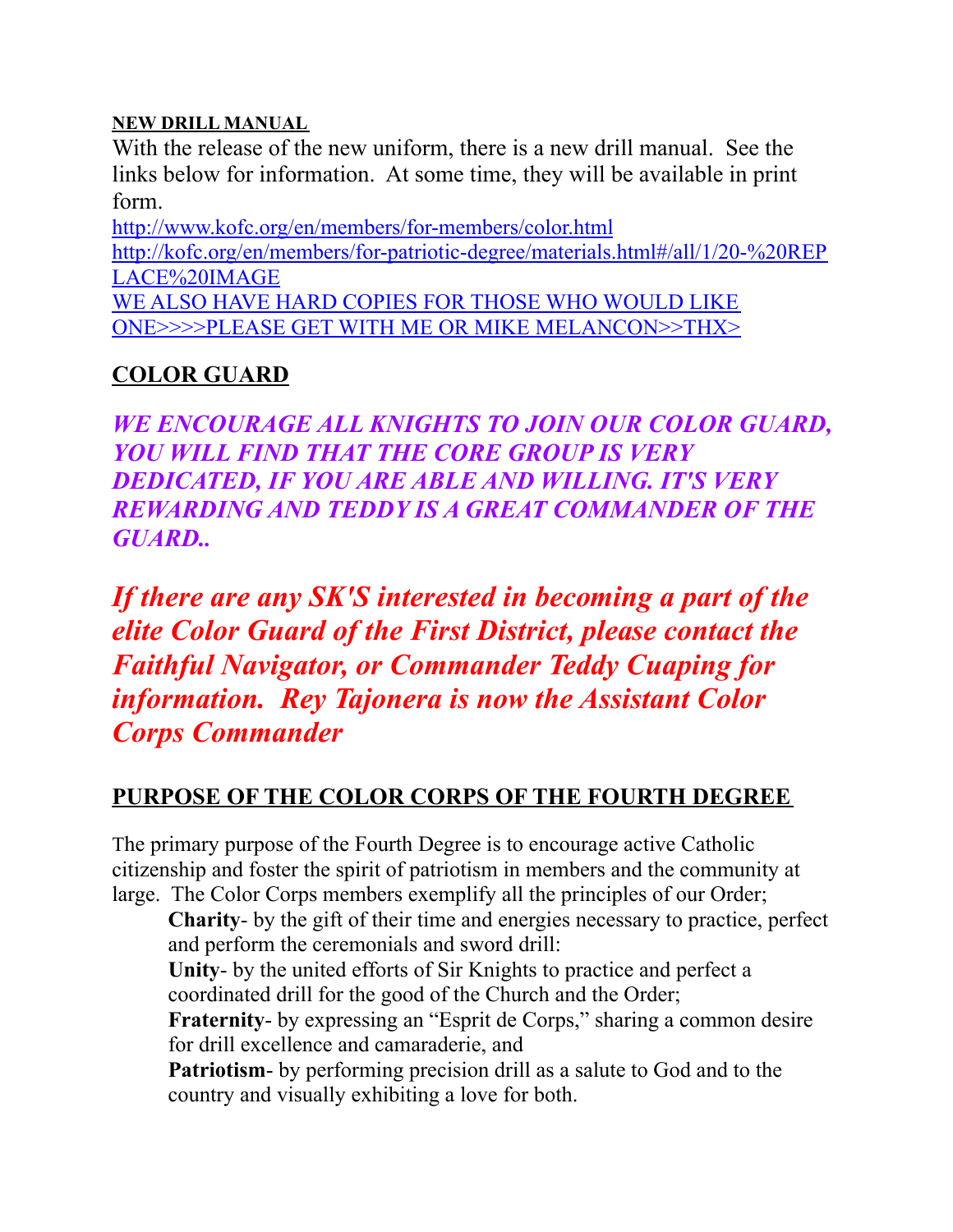**NEW DRILL MANUAL**

With the release of the new uniform, there is a new drill manual. See the links below for information. At some time, they will be available in print form.

http://www.kofc.org/en/members/for-members/color.html

http://kofc.org/en/members/for-patriotic-degree/materials.html#/all/1/20-%20REPLACE%20IMAGE

WE ALSO HAVE HARD COPIES FOR THOSE WHO WOULD LIKE ONE>>>>PLEASE GET WITH ME OR MIKE MELANCON>>THX>

## COLOR GUARD

***WE ENCOURAGE ALL KNIGHTS TO JOIN OUR COLOR GUARD, YOU WILL FIND THAT THE CORE GROUP IS VERY DEDICATED, IF YOU ARE ABLE AND WILLING. IT'S VERY REWARDING AND TEDDY IS A GREAT COMMANDER OF THE GUARD..***

***If there are any SK'S interested in becoming a part of the elite Color Guard of the First District, please contact the Faithful Navigator, or Commander Teddy Cuaping for information. Rey Tajonera is now the Assistant Color Corps Commander***

## PURPOSE OF THE COLOR CORPS OF THE FOURTH DEGREE

The primary purpose of the Fourth Degree is to encourage active Catholic citizenship and foster the spirit of patriotism in members and the community at large. The Color Corps members exemplify all the principles of our Order;

- **Charity**- by the gift of their time and energies necessary to practice, perfect and perform the ceremonials and sword drill:
- **Unity**- by the united efforts of Sir Knights to practice and perfect a coordinated drill for the good of the Church and the Order;
- **Fraternity**- by expressing an "Esprit de Corps," sharing a common desire for drill excellence and camaraderie, and
- **Patriotism**- by performing precision drill as a salute to God and to the country and visually exhibiting a love for both.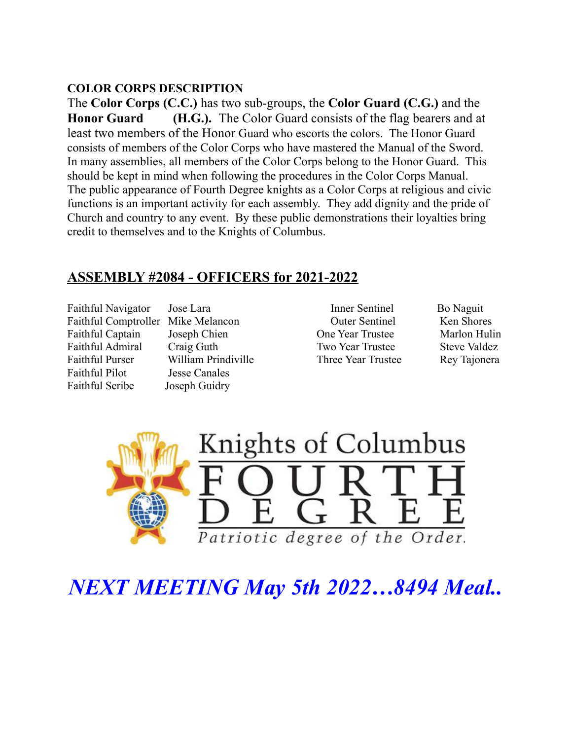**COLOR CORPS DESCRIPTION**

The **Color Corps (C.C.)** has two sub-groups, the **Color Guard (C.G.)** and the **Honor Guard (H.G.).** The Color Guard consists of the flag bearers and at least two members of the Honor Guard who escorts the colors. The Honor Guard consists of members of the Color Corps who have mastered the Manual of the Sword. In many assemblies, all members of the Color Corps belong to the Honor Guard. This should be kept in mind when following the procedures in the Color Corps Manual. The public appearance of Fourth Degree knights as a Color Corps at religious and civic functions is an important activity for each assembly. They add dignity and the pride of Church and country to any event. By these public demonstrations their loyalties bring credit to themselves and to the Knights of Columbus.

## ASSEMBLY #2084 - OFFICERS for 2021-2022

| | | | |
|---|---|---|---|
| Faithful Navigator | Jose Lara | Inner Sentinel | Bo Naguit |
| Faithful Comptroller | Mike Melancon | Outer Sentinel | Ken Shores |
| Faithful Captain | Joseph Chien | One Year Trustee | Marlon Hulin |
| Faithful Admiral | Craig Guth | Two Year Trustee | Steve Valdez |
| Faithful Purser | William Prindiville | Three Year Trustee | Rey Tajonera |
| Faithful Pilot | Jesse Canales | | |
| Faithful Scribe | Joseph Guidry | | |

Knights of Columbus
FOURTH DEGREE
*Patriotic degree of the Order.*

***NEXT MEETING May 5th 2022…8494 Meal..***